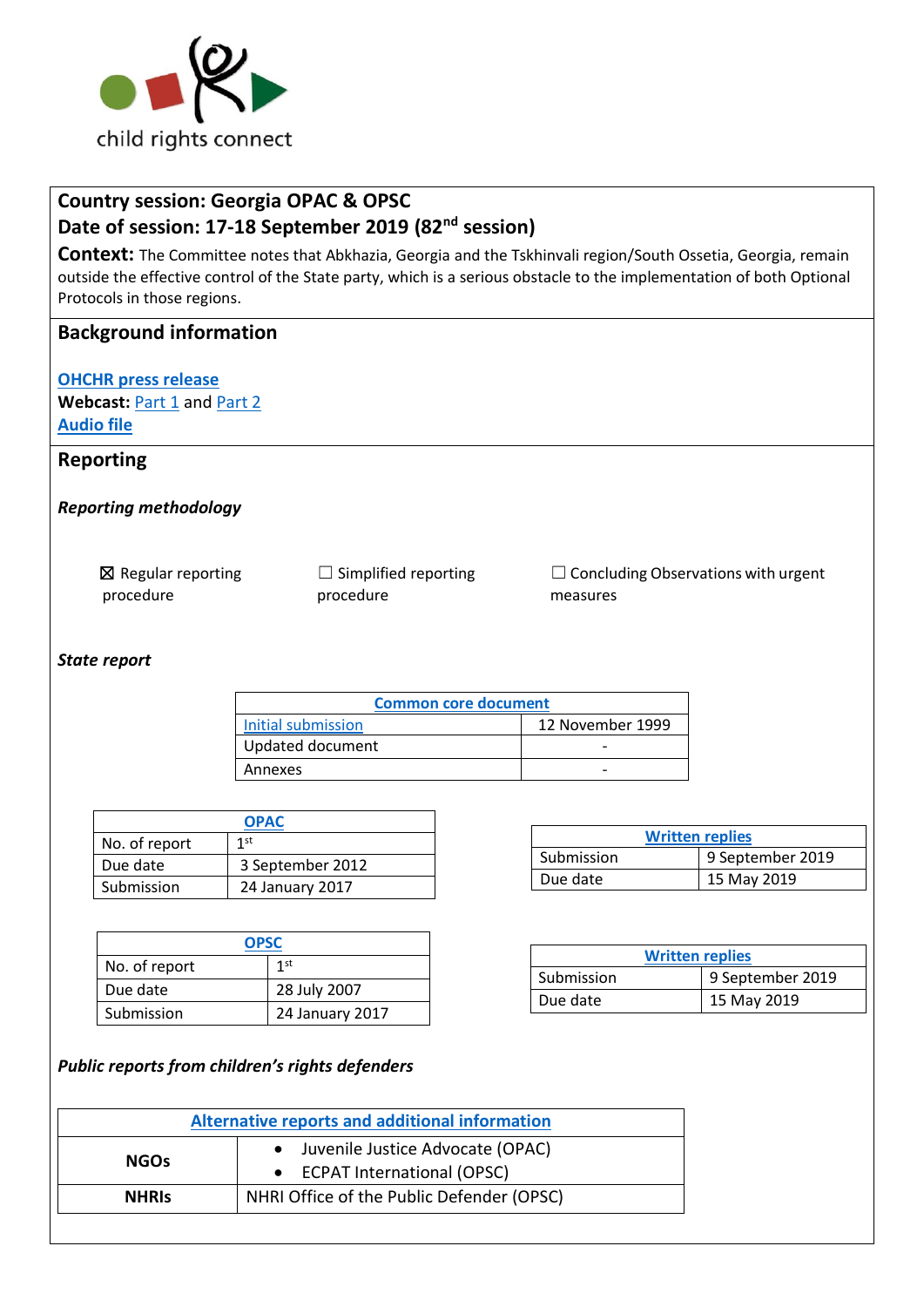child rights connect

## Country session: Georgia OPAC & OPSC

## Date of session: 17-18 September 2019 (82nd session)

**Context:** The Committee notes that Abkhazia, Georgia and the Tskhinvali region/South Ossetia, Georgia, remain outside the effective control of the State party, which is a serious obstacle to the implementation of both Optional Protocols in those regions.

## Background information

**OHCHR press release**

**Webcast:** Part 1 and Part 2

**Audio file**

## Reporting

### *Reporting methodology*

☒ Regular reporting procedure

☐ Simplified reporting procedure

☐ Concluding Observations with urgent measures

### *State report*

| Common core document | |
|---|---|
| Initial submission | 12 November 1999 |
| Updated document | - |
| Annexes | - |

| OPAC | |
|---|---|
| No. of report | 1st |
| Due date | 3 September 2012 |
| Submission | 24 January 2017 |

| Written replies | |
|---|---|
| Submission | 9 September 2019 |
| Due date | 15 May 2019 |

| OPSC | |
|---|---|
| No. of report | 1st |
| Due date | 28 July 2007 |
| Submission | 24 January 2017 |

| Written replies | |
|---|---|
| Submission | 9 September 2019 |
| Due date | 15 May 2019 |

### *Public reports from children's rights defenders*

| Alternative reports and additional information | |
|---|---|
| **NGOs** | • Juvenile Justice Advocate (OPAC)<br>• ECPAT International (OPSC) |
| **NHRIs** | NHRI Office of the Public Defender (OPSC) |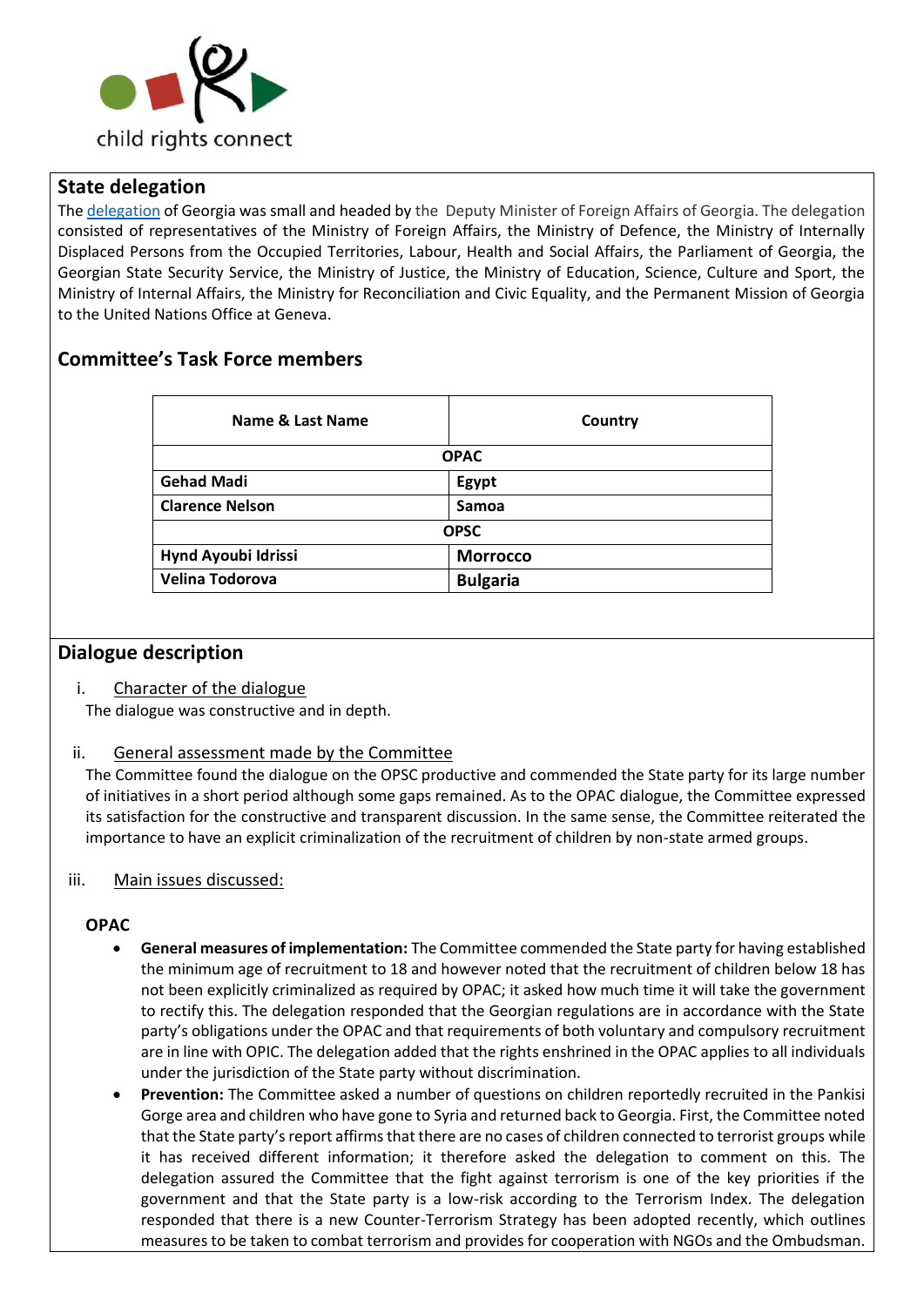## State delegation

The [delegation](#) of Georgia was small and headed by the Deputy Minister of Foreign Affairs of Georgia. The delegation consisted of representatives of the Ministry of Foreign Affairs, the Ministry of Defence, the Ministry of Internally Displaced Persons from the Occupied Territories, Labour, Health and Social Affairs, the Parliament of Georgia, the Georgian State Security Service, the Ministry of Justice, the Ministry of Education, Science, Culture and Sport, the Ministry of Internal Affairs, the Ministry for Reconciliation and Civic Equality, and the Permanent Mission of Georgia to the United Nations Office at Geneva.

## Committee's Task Force members

| Name & Last Name | Country |
|---|---|
| **OPAC** | |
| **Gehad Madi** | **Egypt** |
| **Clarence Nelson** | **Samoa** |
| **OPSC** | |
| **Hynd Ayoubi Idrissi** | **Morrocco** |
| **Velina Todorova** | **Bulgaria** |

## Dialogue description

i. Character of the dialogue

The dialogue was constructive and in depth.

ii. General assessment made by the Committee

The Committee found the dialogue on the OPSC productive and commended the State party for its large number of initiatives in a short period although some gaps remained. As to the OPAC dialogue, the Committee expressed its satisfaction for the constructive and transparent discussion. In the same sense, the Committee reiterated the importance to have an explicit criminalization of the recruitment of children by non-state armed groups.

iii. Main issues discussed:

**OPAC**

- **General measures of implementation:** The Committee commended the State party for having established the minimum age of recruitment to 18 and however noted that the recruitment of children below 18 has not been explicitly criminalized as required by OPAC; it asked how much time it will take the government to rectify this. The delegation responded that the Georgian regulations are in accordance with the State party's obligations under the OPAC and that requirements of both voluntary and compulsory recruitment are in line with OPIC. The delegation added that the rights enshrined in the OPAC applies to all individuals under the jurisdiction of the State party without discrimination.
- **Prevention:** The Committee asked a number of questions on children reportedly recruited in the Pankisi Gorge area and children who have gone to Syria and returned back to Georgia. First, the Committee noted that the State party's report affirms that there are no cases of children connected to terrorist groups while it has received different information; it therefore asked the delegation to comment on this. The delegation assured the Committee that the fight against terrorism is one of the key priorities if the government and that the State party is a low-risk according to the Terrorism Index. The delegation responded that there is a new Counter-Terrorism Strategy has been adopted recently, which outlines measures to be taken to combat terrorism and provides for cooperation with NGOs and the Ombudsman.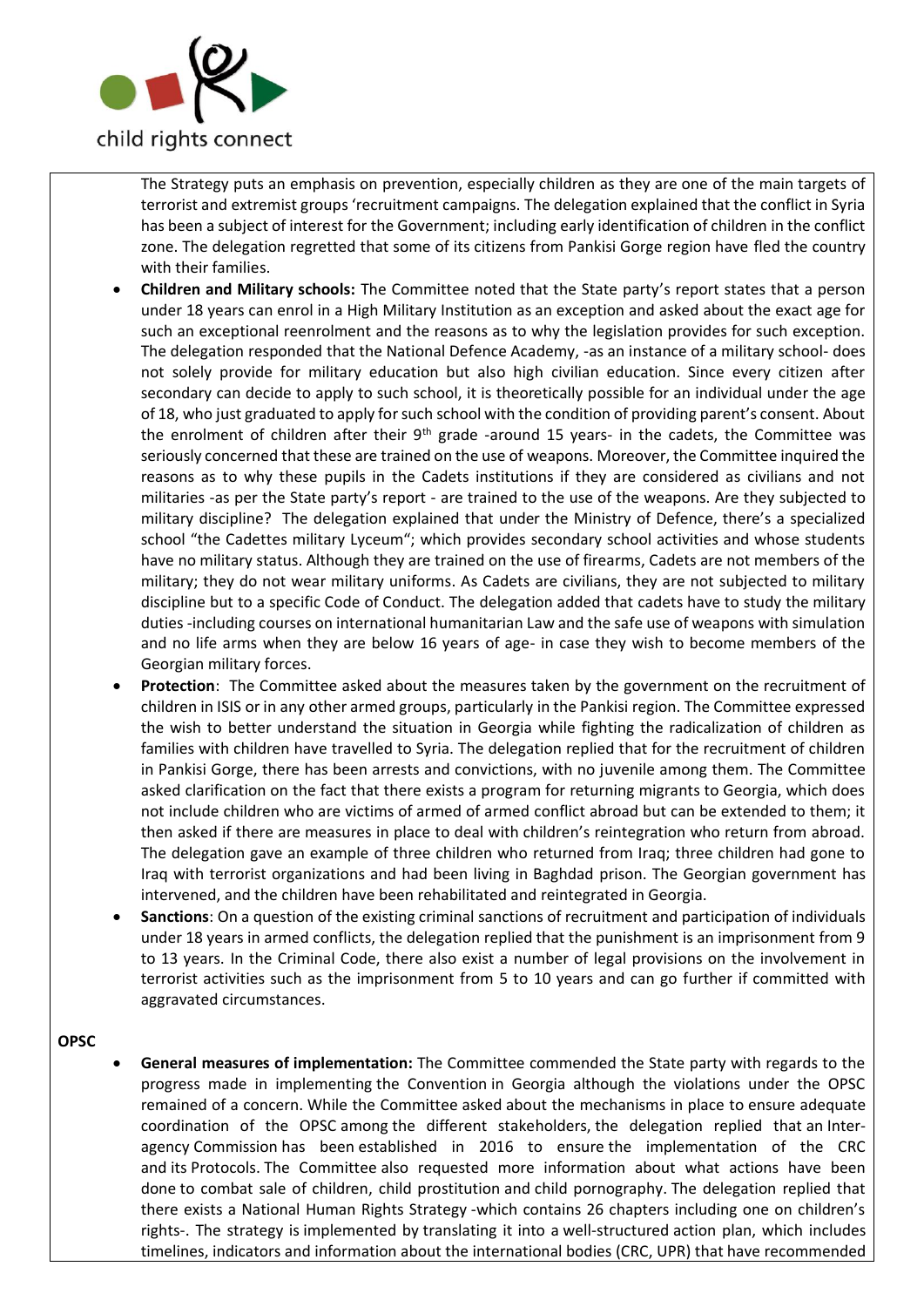The Strategy puts an emphasis on prevention, especially children as they are one of the main targets of terrorist and extremist groups 'recruitment campaigns. The delegation explained that the conflict in Syria has been a subject of interest for the Government; including early identification of children in the conflict zone. The delegation regretted that some of its citizens from Pankisi Gorge region have fled the country with their families.

- **Children and Military schools:** The Committee noted that the State party's report states that a person under 18 years can enrol in a High Military Institution as an exception and asked about the exact age for such an exceptional reenrolment and the reasons as to why the legislation provides for such exception. The delegation responded that the National Defence Academy, -as an instance of a military school- does not solely provide for military education but also high civilian education. Since every citizen after secondary can decide to apply to such school, it is theoretically possible for an individual under the age of 18, who just graduated to apply for such school with the condition of providing parent's consent. About the enrolment of children after their 9th grade -around 15 years- in the cadets, the Committee was seriously concerned that these are trained on the use of weapons. Moreover, the Committee inquired the reasons as to why these pupils in the Cadets institutions if they are considered as civilians and not militaries -as per the State party's report - are trained to the use of the weapons. Are they subjected to military discipline? The delegation explained that under the Ministry of Defence, there's a specialized school "the Cadettes military Lyceum"; which provides secondary school activities and whose students have no military status. Although they are trained on the use of firearms, Cadets are not members of the military; they do not wear military uniforms. As Cadets are civilians, they are not subjected to military discipline but to a specific Code of Conduct. The delegation added that cadets have to study the military duties -including courses on international humanitarian Law and the safe use of weapons with simulation and no life arms when they are below 16 years of age- in case they wish to become members of the Georgian military forces.
- **Protection**: The Committee asked about the measures taken by the government on the recruitment of children in ISIS or in any other armed groups, particularly in the Pankisi region. The Committee expressed the wish to better understand the situation in Georgia while fighting the radicalization of children as families with children have travelled to Syria. The delegation replied that for the recruitment of children in Pankisi Gorge, there has been arrests and convictions, with no juvenile among them. The Committee asked clarification on the fact that there exists a program for returning migrants to Georgia, which does not include children who are victims of armed of armed conflict abroad but can be extended to them; it then asked if there are measures in place to deal with children's reintegration who return from abroad. The delegation gave an example of three children who returned from Iraq; three children had gone to Iraq with terrorist organizations and had been living in Baghdad prison. The Georgian government has intervened, and the children have been rehabilitated and reintegrated in Georgia.
- **Sanctions**: On a question of the existing criminal sanctions of recruitment and participation of individuals under 18 years in armed conflicts, the delegation replied that the punishment is an imprisonment from 9 to 13 years. In the Criminal Code, there also exist a number of legal provisions on the involvement in terrorist activities such as the imprisonment from 5 to 10 years and can go further if committed with aggravated circumstances.

**OPSC**

- **General measures of implementation:** The Committee commended the State party with regards to the progress made in implementing the Convention in Georgia although the violations under the OPSC remained of a concern. While the Committee asked about the mechanisms in place to ensure adequate coordination of the OPSC among the different stakeholders, the delegation replied that an Inter-agency Commission has been established in 2016 to ensure the implementation of the CRC and its Protocols. The Committee also requested more information about what actions have been done to combat sale of children, child prostitution and child pornography. The delegation replied that there exists a National Human Rights Strategy -which contains 26 chapters including one on children's rights-. The strategy is implemented by translating it into a well-structured action plan, which includes timelines, indicators and information about the international bodies (CRC, UPR) that have recommended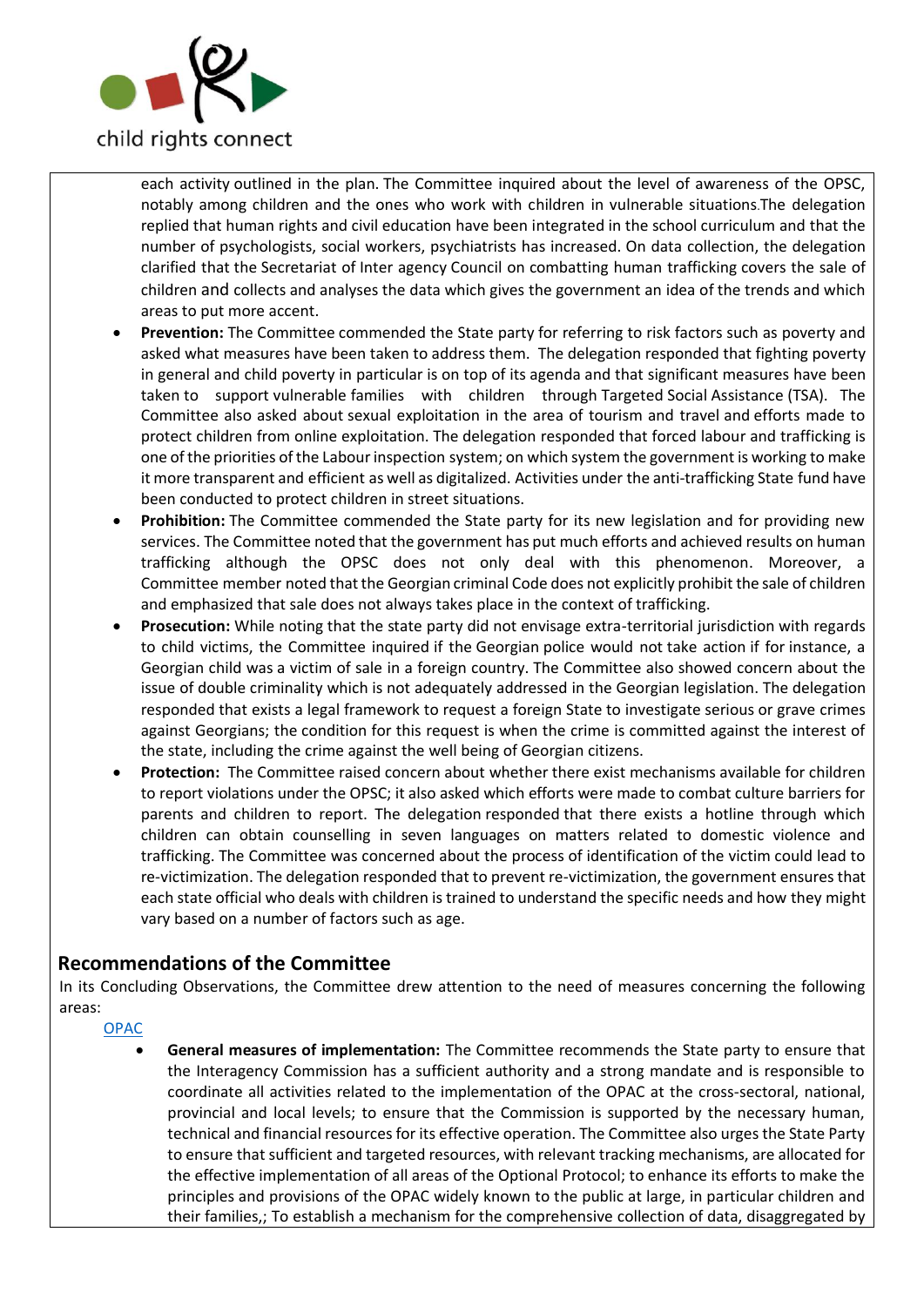each activity outlined in the plan. The Committee inquired about the level of awareness of the OPSC, notably among children and the ones who work with children in vulnerable situations.The delegation replied that human rights and civil education have been integrated in the school curriculum and that the number of psychologists, social workers, psychiatrists has increased. On data collection, the delegation clarified that the Secretariat of Inter agency Council on combatting human trafficking covers the sale of children and collects and analyses the data which gives the government an idea of the trends and which areas to put more accent.

- **Prevention:** The Committee commended the State party for referring to risk factors such as poverty and asked what measures have been taken to address them. The delegation responded that fighting poverty in general and child poverty in particular is on top of its agenda and that significant measures have been taken to support vulnerable families with children through Targeted Social Assistance (TSA). The Committee also asked about sexual exploitation in the area of tourism and travel and efforts made to protect children from online exploitation. The delegation responded that forced labour and trafficking is one of the priorities of the Labour inspection system; on which system the government is working to make it more transparent and efficient as well as digitalized. Activities under the anti-trafficking State fund have been conducted to protect children in street situations.
- **Prohibition:** The Committee commended the State party for its new legislation and for providing new services. The Committee noted that the government has put much efforts and achieved results on human trafficking although the OPSC does not only deal with this phenomenon. Moreover, a Committee member noted that the Georgian criminal Code does not explicitly prohibit the sale of children and emphasized that sale does not always takes place in the context of trafficking.
- **Prosecution:** While noting that the state party did not envisage extra-territorial jurisdiction with regards to child victims, the Committee inquired if the Georgian police would not take action if for instance, a Georgian child was a victim of sale in a foreign country. The Committee also showed concern about the issue of double criminality which is not adequately addressed in the Georgian legislation. The delegation responded that exists a legal framework to request a foreign State to investigate serious or grave crimes against Georgians; the condition for this request is when the crime is committed against the interest of the state, including the crime against the well being of Georgian citizens.
- **Protection:** The Committee raised concern about whether there exist mechanisms available for children to report violations under the OPSC; it also asked which efforts were made to combat culture barriers for parents and children to report. The delegation responded that there exists a hotline through which children can obtain counselling in seven languages on matters related to domestic violence and trafficking. The Committee was concerned about the process of identification of the victim could lead to re-victimization. The delegation responded that to prevent re-victimization, the government ensures that each state official who deals with children is trained to understand the specific needs and how they might vary based on a number of factors such as age.

## Recommendations of the Committee

In its Concluding Observations, the Committee drew attention to the need of measures concerning the following areas:

OPAC

- **General measures of implementation:** The Committee recommends the State party to ensure that the Interagency Commission has a sufficient authority and a strong mandate and is responsible to coordinate all activities related to the implementation of the OPAC at the cross-sectoral, national, provincial and local levels; to ensure that the Commission is supported by the necessary human, technical and financial resources for its effective operation. The Committee also urges the State Party to ensure that sufficient and targeted resources, with relevant tracking mechanisms, are allocated for the effective implementation of all areas of the Optional Protocol; to enhance its efforts to make the principles and provisions of the OPAC widely known to the public at large, in particular children and their families,; To establish a mechanism for the comprehensive collection of data, disaggregated by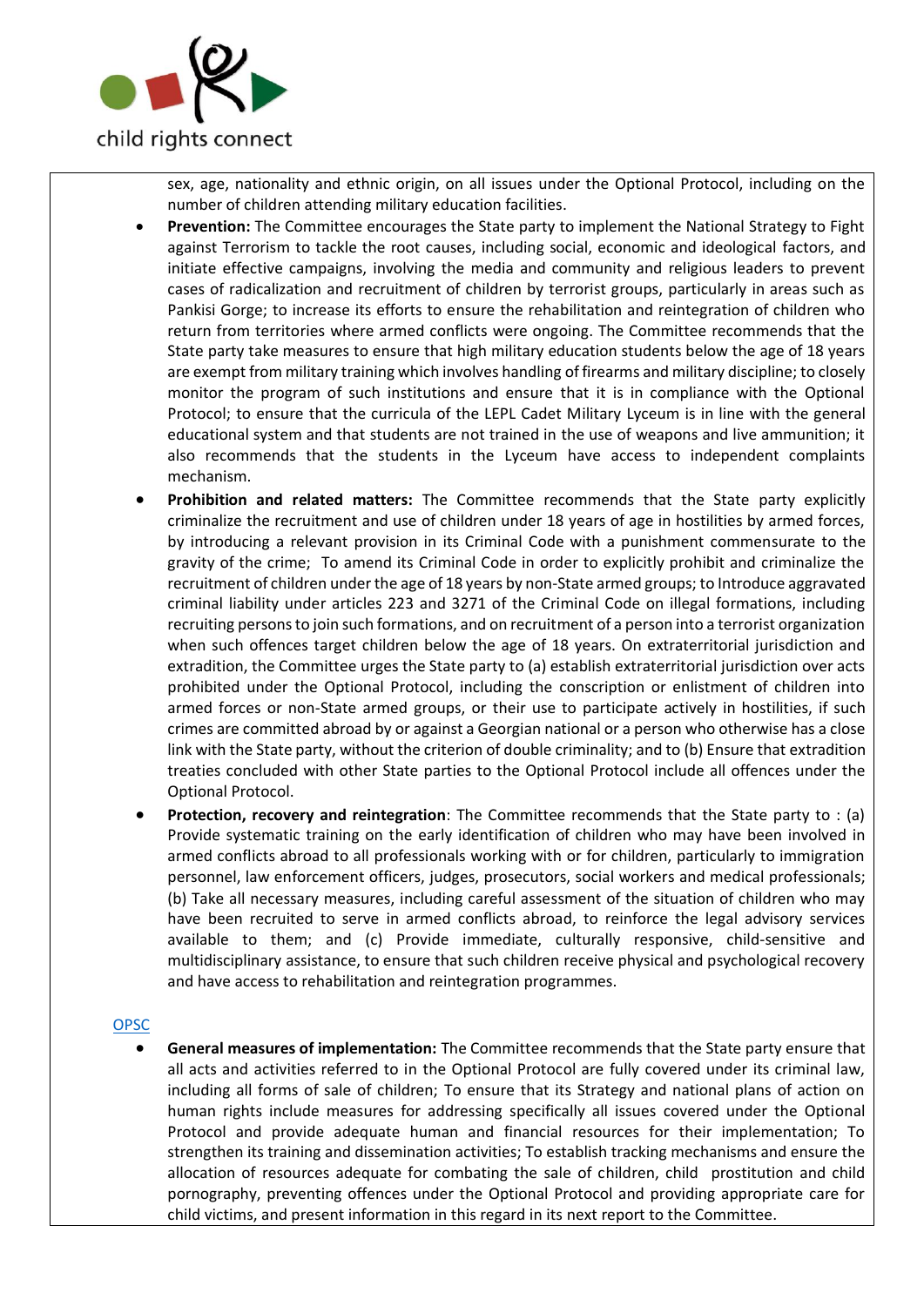sex, age, nationality and ethnic origin, on all issues under the Optional Protocol, including on the number of children attending military education facilities.

- **Prevention:** The Committee encourages the State party to implement the National Strategy to Fight against Terrorism to tackle the root causes, including social, economic and ideological factors, and initiate effective campaigns, involving the media and community and religious leaders to prevent cases of radicalization and recruitment of children by terrorist groups, particularly in areas such as Pankisi Gorge; to increase its efforts to ensure the rehabilitation and reintegration of children who return from territories where armed conflicts were ongoing. The Committee recommends that the State party take measures to ensure that high military education students below the age of 18 years are exempt from military training which involves handling of firearms and military discipline; to closely monitor the program of such institutions and ensure that it is in compliance with the Optional Protocol; to ensure that the curricula of the LEPL Cadet Military Lyceum is in line with the general educational system and that students are not trained in the use of weapons and live ammunition; it also recommends that the students in the Lyceum have access to independent complaints mechanism.
- **Prohibition and related matters:** The Committee recommends that the State party explicitly criminalize the recruitment and use of children under 18 years of age in hostilities by armed forces, by introducing a relevant provision in its Criminal Code with a punishment commensurate to the gravity of the crime; To amend its Criminal Code in order to explicitly prohibit and criminalize the recruitment of children under the age of 18 years by non-State armed groups; to Introduce aggravated criminal liability under articles 223 and 3271 of the Criminal Code on illegal formations, including recruiting persons to join such formations, and on recruitment of a person into a terrorist organization when such offences target children below the age of 18 years. On extraterritorial jurisdiction and extradition, the Committee urges the State party to (a) establish extraterritorial jurisdiction over acts prohibited under the Optional Protocol, including the conscription or enlistment of children into armed forces or non-State armed groups, or their use to participate actively in hostilities, if such crimes are committed abroad by or against a Georgian national or a person who otherwise has a close link with the State party, without the criterion of double criminality; and to (b) Ensure that extradition treaties concluded with other State parties to the Optional Protocol include all offences under the Optional Protocol.
- **Protection, recovery and reintegration**: The Committee recommends that the State party to : (a) Provide systematic training on the early identification of children who may have been involved in armed conflicts abroad to all professionals working with or for children, particularly to immigration personnel, law enforcement officers, judges, prosecutors, social workers and medical professionals; (b) Take all necessary measures, including careful assessment of the situation of children who may have been recruited to serve in armed conflicts abroad, to reinforce the legal advisory services available to them; and (c) Provide immediate, culturally responsive, child-sensitive and multidisciplinary assistance, to ensure that such children receive physical and psychological recovery and have access to rehabilitation and reintegration programmes.

OPSC

- **General measures of implementation:** The Committee recommends that the State party ensure that all acts and activities referred to in the Optional Protocol are fully covered under its criminal law, including all forms of sale of children; To ensure that its Strategy and national plans of action on human rights include measures for addressing specifically all issues covered under the Optional Protocol and provide adequate human and financial resources for their implementation; To strengthen its training and dissemination activities; To establish tracking mechanisms and ensure the allocation of resources adequate for combating the sale of children, child prostitution and child pornography, preventing offences under the Optional Protocol and providing appropriate care for child victims, and present information in this regard in its next report to the Committee.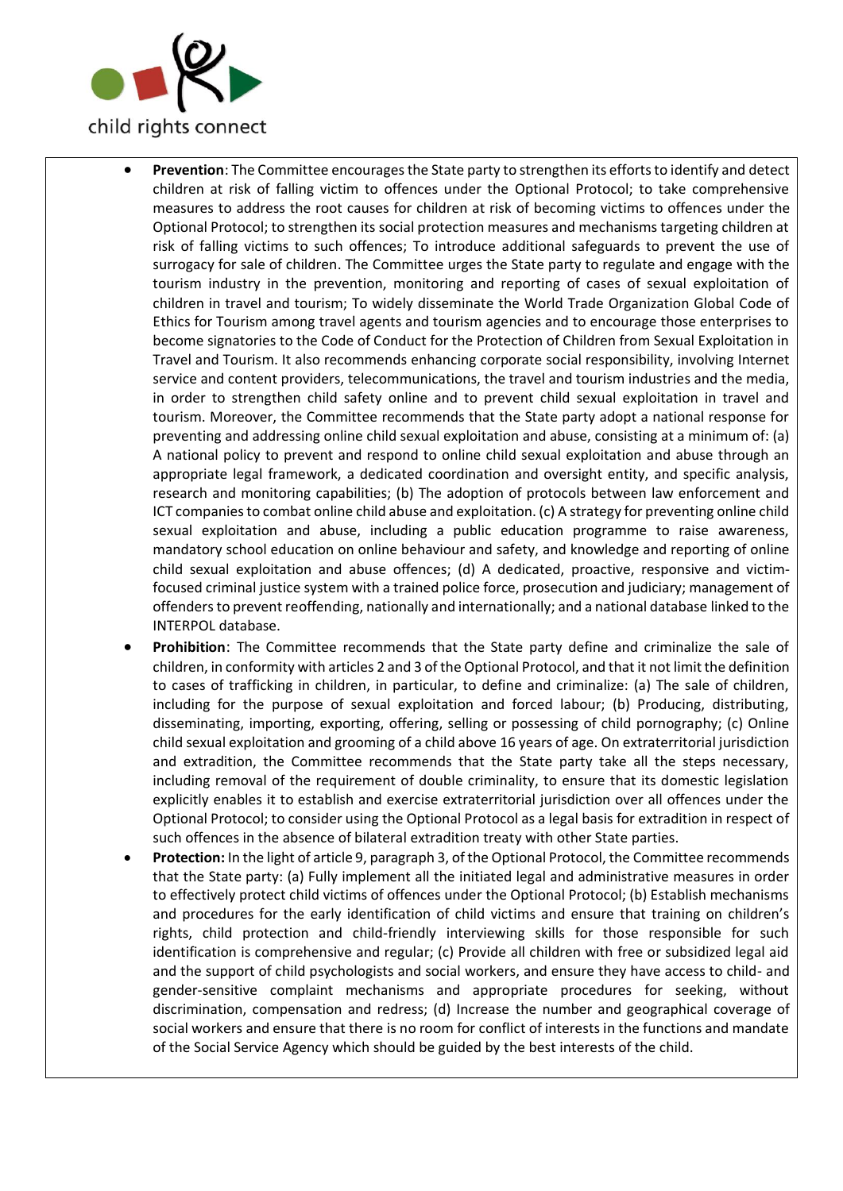- **Prevention**: The Committee encourages the State party to strengthen its efforts to identify and detect children at risk of falling victim to offences under the Optional Protocol; to take comprehensive measures to address the root causes for children at risk of becoming victims to offences under the Optional Protocol; to strengthen its social protection measures and mechanisms targeting children at risk of falling victims to such offences; To introduce additional safeguards to prevent the use of surrogacy for sale of children. The Committee urges the State party to regulate and engage with the tourism industry in the prevention, monitoring and reporting of cases of sexual exploitation of children in travel and tourism; To widely disseminate the World Trade Organization Global Code of Ethics for Tourism among travel agents and tourism agencies and to encourage those enterprises to become signatories to the Code of Conduct for the Protection of Children from Sexual Exploitation in Travel and Tourism. It also recommends enhancing corporate social responsibility, involving Internet service and content providers, telecommunications, the travel and tourism industries and the media, in order to strengthen child safety online and to prevent child sexual exploitation in travel and tourism. Moreover, the Committee recommends that the State party adopt a national response for preventing and addressing online child sexual exploitation and abuse, consisting at a minimum of: (a) A national policy to prevent and respond to online child sexual exploitation and abuse through an appropriate legal framework, a dedicated coordination and oversight entity, and specific analysis, research and monitoring capabilities; (b) The adoption of protocols between law enforcement and ICT companies to combat online child abuse and exploitation. (c) A strategy for preventing online child sexual exploitation and abuse, including a public education programme to raise awareness, mandatory school education on online behaviour and safety, and knowledge and reporting of online child sexual exploitation and abuse offences; (d) A dedicated, proactive, responsive and victim-focused criminal justice system with a trained police force, prosecution and judiciary; management of offenders to prevent reoffending, nationally and internationally; and a national database linked to the INTERPOL database.
- **Prohibition**: The Committee recommends that the State party define and criminalize the sale of children, in conformity with articles 2 and 3 of the Optional Protocol, and that it not limit the definition to cases of trafficking in children, in particular, to define and criminalize: (a) The sale of children, including for the purpose of sexual exploitation and forced labour; (b) Producing, distributing, disseminating, importing, exporting, offering, selling or possessing of child pornography; (c) Online child sexual exploitation and grooming of a child above 16 years of age. On extraterritorial jurisdiction and extradition, the Committee recommends that the State party take all the steps necessary, including removal of the requirement of double criminality, to ensure that its domestic legislation explicitly enables it to establish and exercise extraterritorial jurisdiction over all offences under the Optional Protocol; to consider using the Optional Protocol as a legal basis for extradition in respect of such offences in the absence of bilateral extradition treaty with other State parties.
- **Protection:** In the light of article 9, paragraph 3, of the Optional Protocol, the Committee recommends that the State party: (a) Fully implement all the initiated legal and administrative measures in order to effectively protect child victims of offences under the Optional Protocol; (b) Establish mechanisms and procedures for the early identification of child victims and ensure that training on children's rights, child protection and child-friendly interviewing skills for those responsible for such identification is comprehensive and regular; (c) Provide all children with free or subsidized legal aid and the support of child psychologists and social workers, and ensure they have access to child- and gender-sensitive complaint mechanisms and appropriate procedures for seeking, without discrimination, compensation and redress; (d) Increase the number and geographical coverage of social workers and ensure that there is no room for conflict of interests in the functions and mandate of the Social Service Agency which should be guided by the best interests of the child.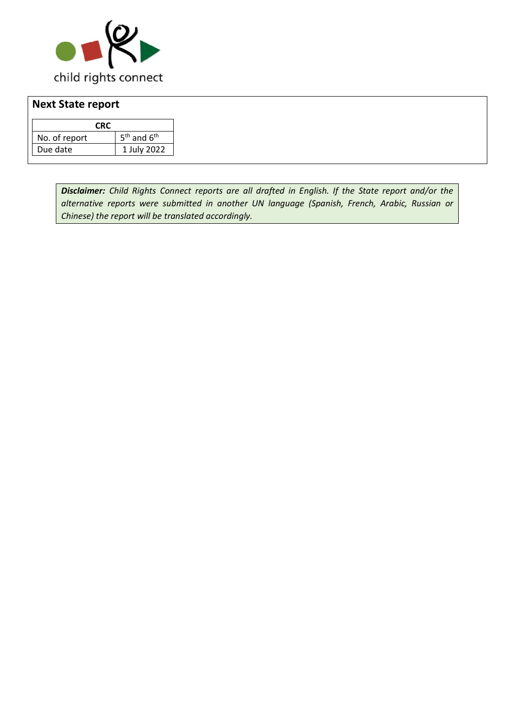child rights connect

## Next State report

| CRC | |
|---|---|
| No. of report | 5th and 6th |
| Due date | 1 July 2022 |

***Disclaimer:*** *Child Rights Connect reports are all drafted in English. If the State report and/or the alternative reports were submitted in another UN language (Spanish, French, Arabic, Russian or Chinese) the report will be translated accordingly.*